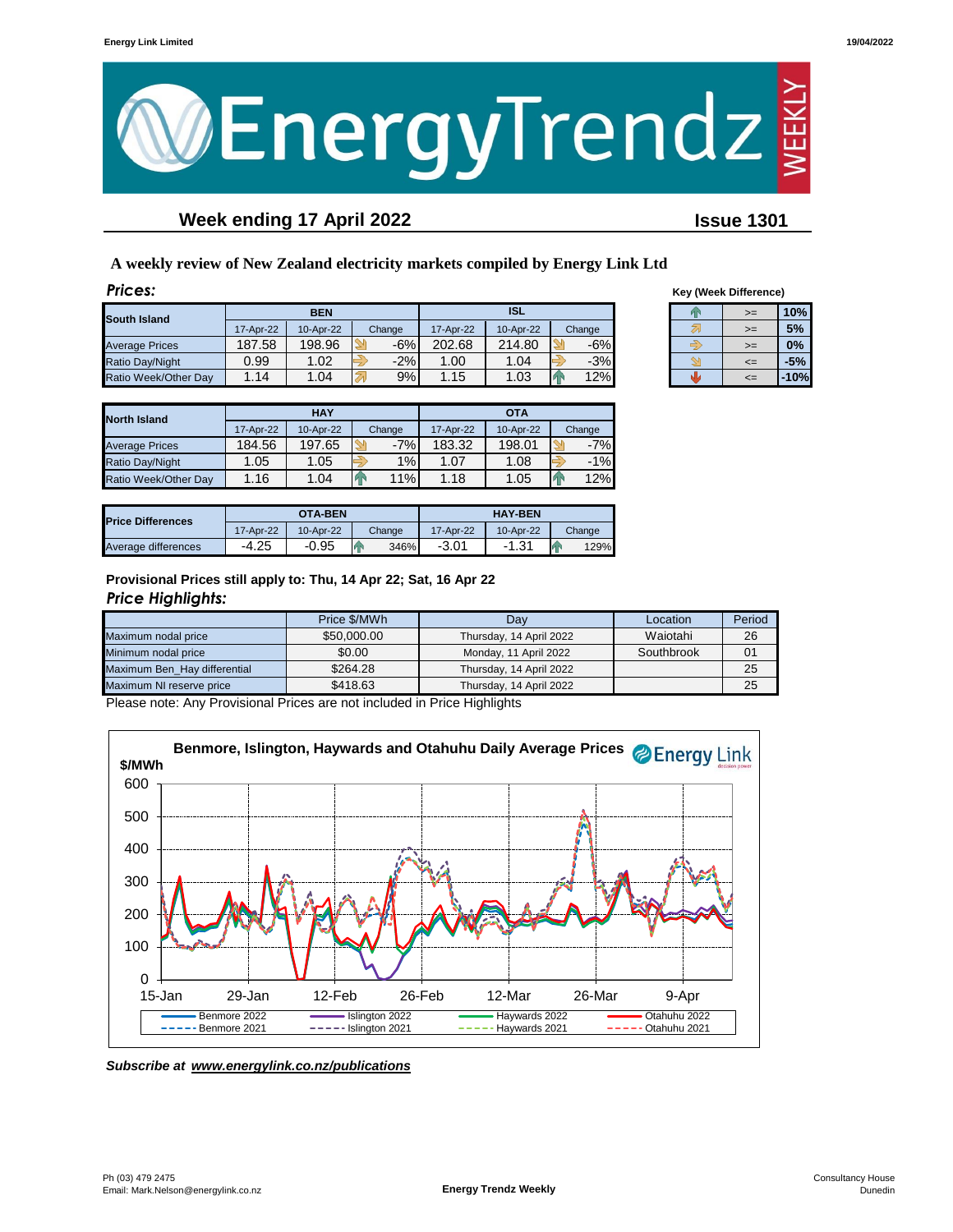# EnergyTrendz WEEKLY

## Week ending 17 April 2022

## Issue 1301

**A weekly review of New Zealand electricity markets compiled by Energy Link Ltd**

### *Prices:*

| South Island | BEN | | | ISL | | |
|---|---|---|---|---|---|---|
| | 17-Apr-22 | 10-Apr-22 | Change | 17-Apr-22 | 10-Apr-22 | Change |
| Average Prices | 187.58 | 198.96 | -6% | 202.68 | 214.80 | -6% |
| Ratio Day/Night | 0.99 | 1.02 | -2% | 1.00 | 1.04 | -3% |
| Ratio Week/Other Day | 1.14 | 1.04 | 9% | 1.15 | 1.03 | 12% |

**Key (Week Difference)**

| | | |
|---|---|---|
| ↑ | >= | 10% |
| ↗ | >= | 5% |
| → | >= | 0% |
| ↘ | <= | -5% |
| ↓ | <= | -10% |

| North Island | HAY | | | OTA | | |
|---|---|---|---|---|---|---|
| | 17-Apr-22 | 10-Apr-22 | Change | 17-Apr-22 | 10-Apr-22 | Change |
| Average Prices | 184.56 | 197.65 | -7% | 183.32 | 198.01 | -7% |
| Ratio Day/Night | 1.05 | 1.05 | 1% | 1.07 | 1.08 | -1% |
| Ratio Week/Other Day | 1.16 | 1.04 | 11% | 1.18 | 1.05 | 12% |

| Price Differences | OTA-BEN | | | HAY-BEN | | |
|---|---|---|---|---|---|---|
| | 17-Apr-22 | 10-Apr-22 | Change | 17-Apr-22 | 10-Apr-22 | Change |
| Average differences | -4.25 | -0.95 | 346% | -3.01 | -1.31 | 129% |

**Provisional Prices still apply to: Thu, 14 Apr 22; Sat, 16 Apr 22**

### *Price Highlights:*

| | Price $/MWh | Day | Location | Period |
|---|---|---|---|---|
| Maximum nodal price | $50,000.00 | Thursday, 14 April 2022 | Waiotahi | 26 |
| Minimum nodal price | $0.00 | Monday, 11 April 2022 | Southbrook | 01 |
| Maximum Ben_Hay differential | $264.28 | Thursday, 14 April 2022 | | 25 |
| Maximum NI reserve price | $418.63 | Thursday, 14 April 2022 | | 25 |

Please note: Any Provisional Prices are not included in Price Highlights

**Benmore, Islington, Haywards and Otahuhu Daily Average Prices**

***Subscribe at www.energylink.co.nz/publications***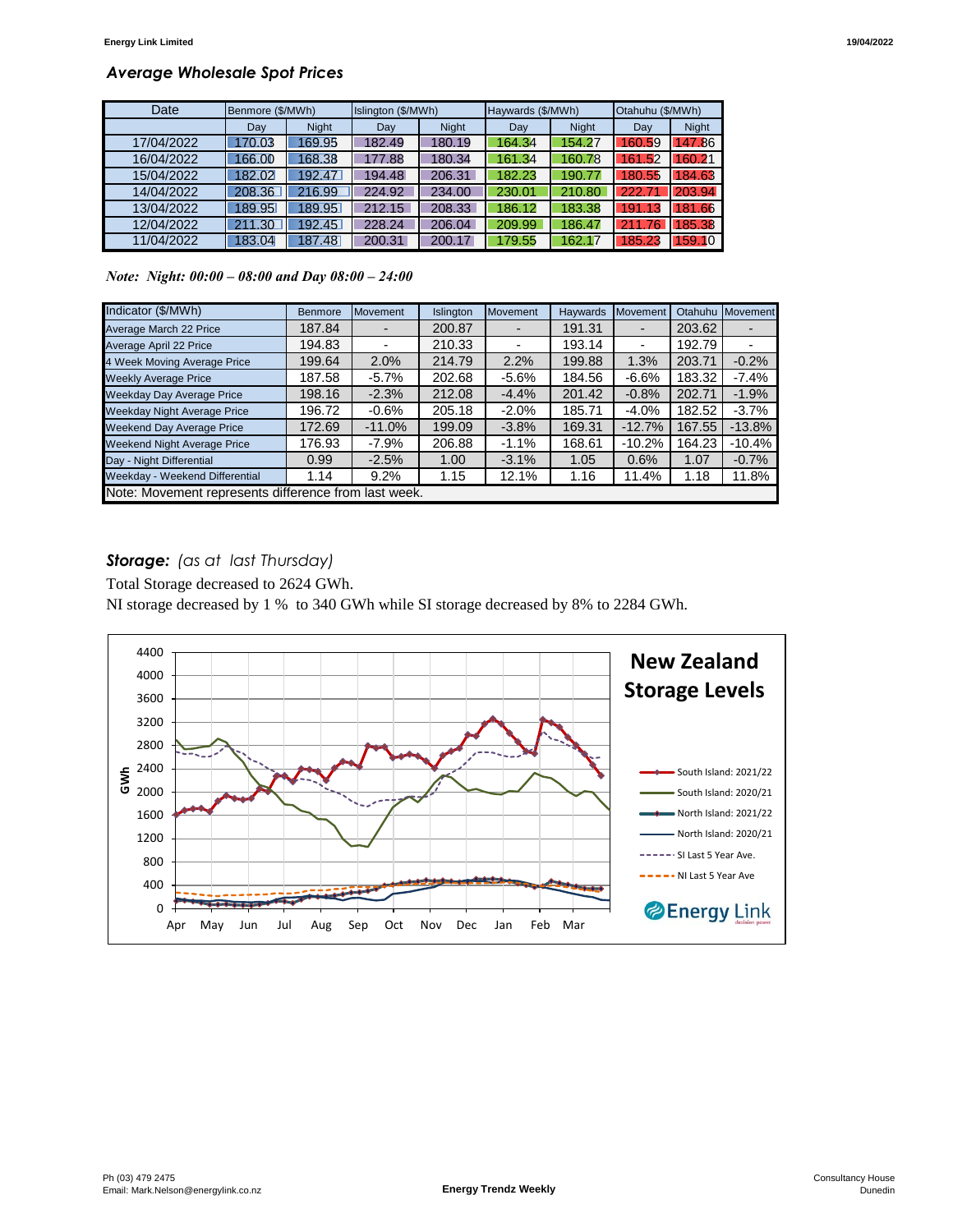## *Average Wholesale Spot Prices*

| Date | Benmore ($/MWh) | | Islington ($/MWh) | | Haywards ($/MWh) | | Otahuhu ($/MWh) | |
|---|---|---|---|---|---|---|---|---|
| | Day | Night | Day | Night | Day | Night | Day | Night |
| 17/04/2022 | 170.03 | 169.95 | 182.49 | 180.19 | 164.34 | 154.27 | 160.59 | 147.86 |
| 16/04/2022 | 166.00 | 168.38 | 177.88 | 180.34 | 161.34 | 160.78 | 161.52 | 160.21 |
| 15/04/2022 | 182.02 | 192.47 | 194.48 | 206.31 | 182.23 | 190.77 | 180.55 | 184.63 |
| 14/04/2022 | 208.36 | 216.99 | 224.92 | 234.00 | 230.01 | 210.80 | 222.71 | 203.94 |
| 13/04/2022 | 189.95 | 189.95 | 212.15 | 208.33 | 186.12 | 183.38 | 191.13 | 181.66 |
| 12/04/2022 | 211.30 | 192.45 | 228.24 | 206.04 | 209.99 | 186.47 | 211.76 | 185.38 |
| 11/04/2022 | 183.04 | 187.48 | 200.31 | 200.17 | 179.55 | 162.17 | 185.23 | 159.10 |

*Note: Night: 00:00 – 08:00 and Day 08:00 – 24:00*

| Indicator ($/MWh) | Benmore | Movement | Islington | Movement | Haywards | Movement | Otahuhu | Movement |
|---|---|---|---|---|---|---|---|---|
| Average March 22 Price | 187.84 | - | 200.87 | - | 191.31 | - | 203.62 | - |
| Average April 22 Price | 194.83 | - | 210.33 | - | 193.14 | - | 192.79 | - |
| 4 Week Moving Average Price | 199.64 | 2.0% | 214.79 | 2.2% | 199.88 | 1.3% | 203.71 | -0.2% |
| Weekly Average Price | 187.58 | -5.7% | 202.68 | -5.6% | 184.56 | -6.6% | 183.32 | -7.4% |
| Weekday Day Average Price | 198.16 | -2.3% | 212.08 | -4.4% | 201.42 | -0.8% | 202.71 | -1.9% |
| Weekday Night Average Price | 196.72 | -0.6% | 205.18 | -2.0% | 185.71 | -4.0% | 182.52 | -3.7% |
| Weekend Day Average Price | 172.69 | -11.0% | 199.09 | -3.8% | 169.31 | -12.7% | 167.55 | -13.8% |
| Weekend Night Average Price | 176.93 | -7.9% | 206.88 | -1.1% | 168.61 | -10.2% | 164.23 | -10.4% |
| Day - Night Differential | 0.99 | -2.5% | 1.00 | -3.1% | 1.05 | 0.6% | 1.07 | -0.7% |
| Weekday - Weekend Differential | 1.14 | 9.2% | 1.15 | 12.1% | 1.16 | 11.4% | 1.18 | 11.8% |

Note: Movement represents difference from last week.

## *Storage:* *(as at last Thursday)*

Total Storage decreased to 2624 GWh.

NI storage decreased by 1 % to 340 GWh while SI storage decreased by 8% to 2284 GWh.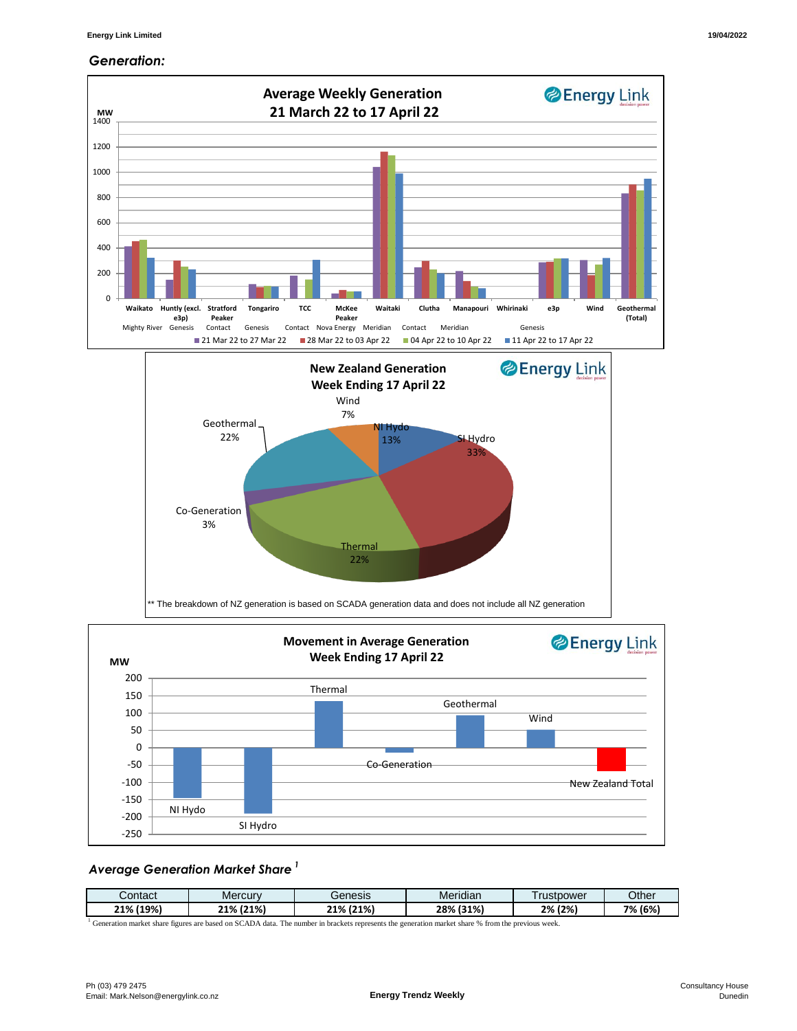## *Generation:*

**Average Weekly Generation**
**21 March 22 to 17 April 22**

MW

| Station | Owner | 21 Mar 22 to 27 Mar 22 | 28 Mar 22 to 03 Apr 22 | 04 Apr 22 to 10 Apr 22 | 11 Apr 22 to 17 Apr 22 |
|---|---|---|---|---|---|
| Waikato | Mighty River | | | | |
| Huntly (excl. e3p) | Genesis | | | | |
| Stratford Peaker | Contact | | | | |
| Tongariro | Genesis | | | | |
| TCC | Contact | | | | |
| McKee Peaker | Nova Energy | | | | |
| Waitaki | Meridian | | | | |
| Clutha | Contact | | | | |
| Manapouri | Meridian | | | | |
| Whirinaki | | | | | |
| e3p | Genesis | | | | |
| Wind | | | | | |
| Geothermal (Total) | | | | | |

**New Zealand Generation**
**Week Ending 17 April 22**

| Source | Share |
|---|---|
| Wind | 7% |
| NI Hydo | 13% |
| SI Hydro | 33% |
| Thermal | 22% |
| Co-Generation | 3% |
| Geothermal | 22% |

** The breakdown of NZ generation is based on SCADA generation data and does not include all NZ generation

**Movement in Average Generation**
**Week Ending 17 April 22**

MW: NI Hydo, SI Hydro, Thermal, Co-Generation, Geothermal, Wind, New Zealand Total

## *Average Generation Market Share* [1]

| Contact | Mercury | Genesis | Meridian | Trustpower | Other |
|---|---|---|---|---|---|
| **21% (19%)** | **21% (21%)** | **21% (21%)** | **28% (31%)** | **2% (2%)** | **7% (6%)** |

[1] Generation market share figures are based on SCADA data. The number in brackets represents the generation market share % from the previous week.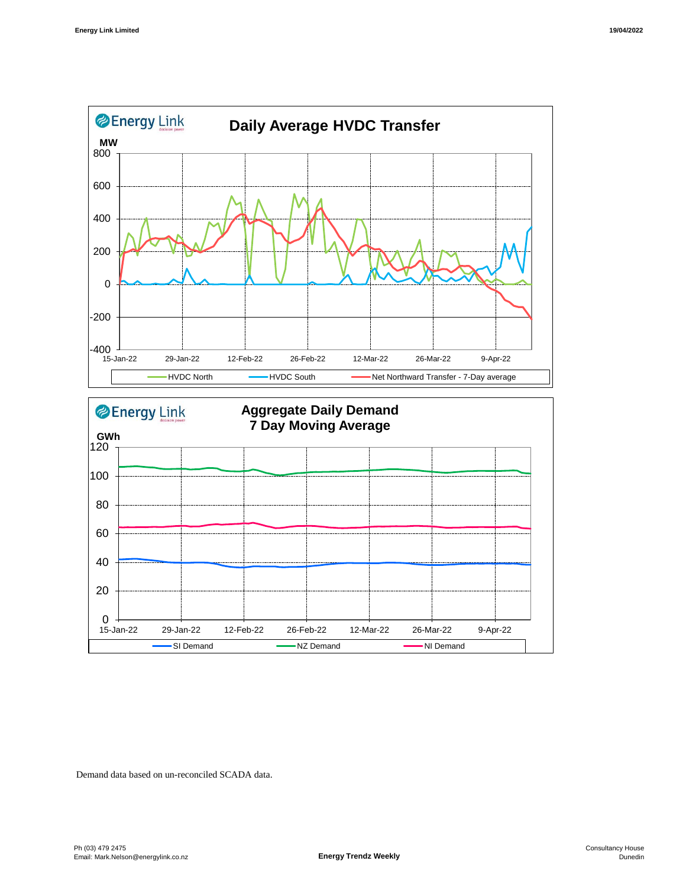Demand data based on un-reconciled SCADA data.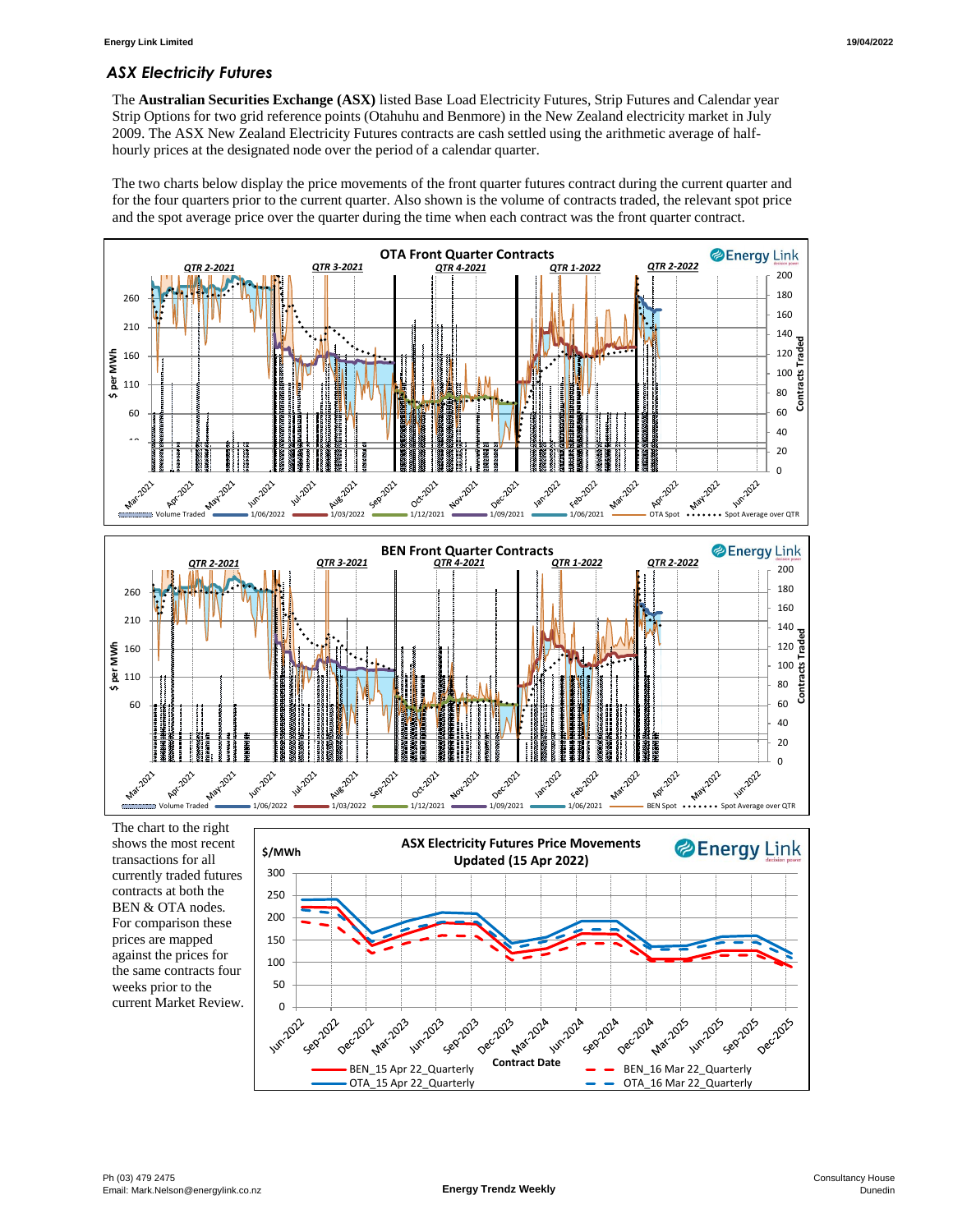## *ASX Electricity Futures*

The **Australian Securities Exchange (ASX)** listed Base Load Electricity Futures, Strip Futures and Calendar year Strip Options for two grid reference points (Otahuhu and Benmore) in the New Zealand electricity market in July 2009. The ASX New Zealand Electricity Futures contracts are cash settled using the arithmetic average of half-hourly prices at the designated node over the period of a calendar quarter.

The two charts below display the price movements of the front quarter futures contract during the current quarter and for the four quarters prior to the current quarter. Also shown is the volume of contracts traded, the relevant spot price and the spot average price over the quarter during the time when each contract was the front quarter contract.

The chart to the right shows the most recent transactions for all currently traded futures contracts at both the BEN & OTA nodes. For comparison these prices are mapped against the prices for the same contracts four weeks prior to the current Market Review.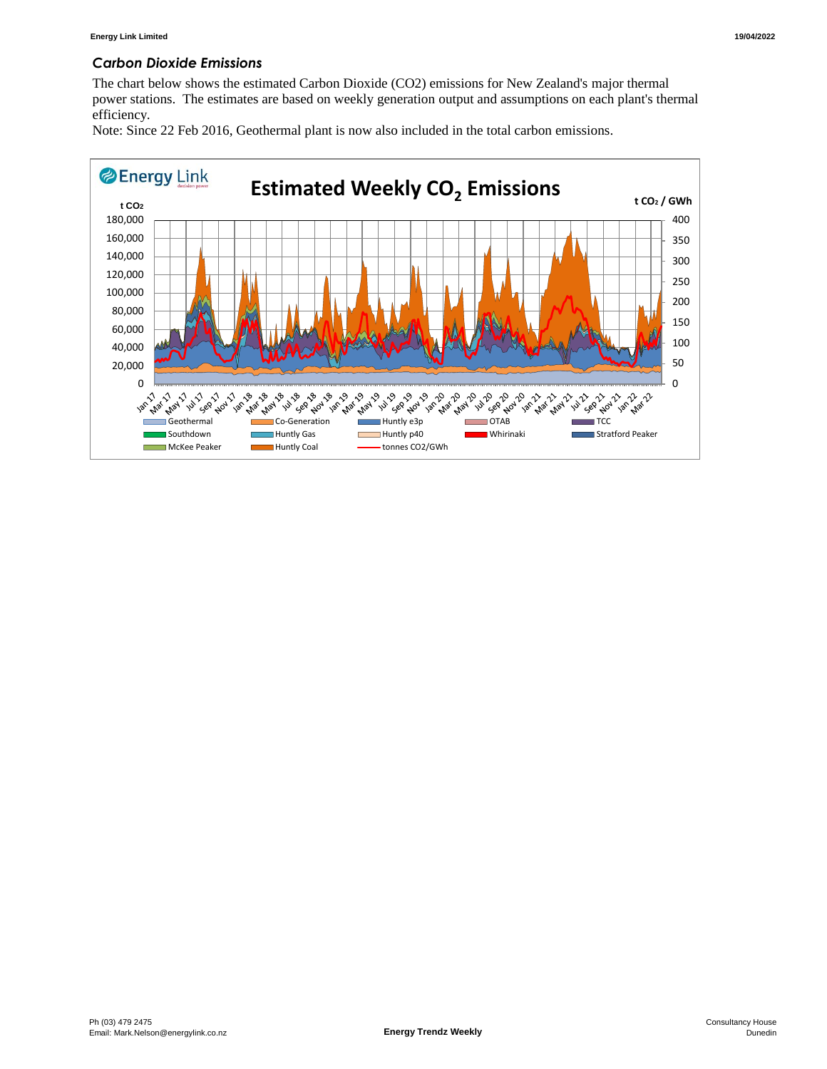### *Carbon Dioxide Emissions*

The chart below shows the estimated Carbon Dioxide (CO2) emissions for New Zealand's major thermal power stations. The estimates are based on weekly generation output and assumptions on each plant's thermal efficiency.

Note: Since 22 Feb 2016, Geothermal plant is now also included in the total carbon emissions.

Energy Link

Estimated Weekly $CO_2$ Emissions

t $CO_2$

t $CO_2$ / GWh

180,000
160,000
140,000
120,000
100,000
80,000
60,000
40,000
20,000
0

400
350
300
250
200
150
100
50
0

Jan 17, Mar 17, May 17, Jul 17, Sep 17, Nov 17, Jan 18, Mar 18, May 18, Jul 18, Sep 18, Nov 18, Jan 19, Mar 19, May 19, Jul 19, Sep 19, Nov 19, Jan 20, Mar 20, May 20, Jul 20, Sep 20, Nov 20, Jan 21, Mar 21, May 21, Jul 21, Sep 21, Nov 21, Jan 22, Mar 22

Geothermal
Co-Generation
Huntly e3p
OTAB
TCC
Southdown
Huntly Gas
Huntly p40
Whirinaki
Stratford Peaker
McKee Peaker
Huntly Coal
tonnes CO2/GWh